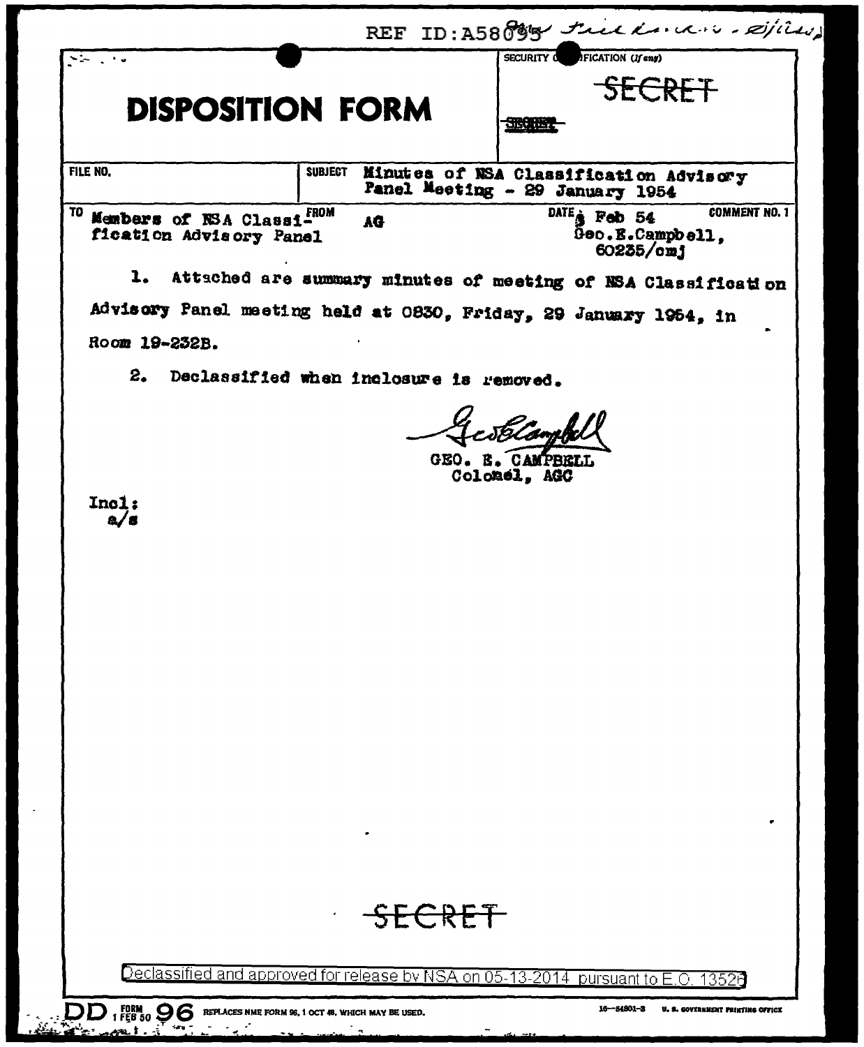REF ID:A58095

SECURITY CLASSIFICATION (If any)

~~SECRET~~

# DISPOSITION FORM

| FILE NO. | SUBJECT Minutes of NSA Classification Advisory Panel Meeting - 29 January 1954 | |
|---|---|---|
| TO Members of NSA Classification Advisory Panel | FROM AG | DATE 3 Feb 54 Geo.E.Campbell, 60235/cmj — COMMENT NO. 1 |

1. Attached are summary minutes of meeting of NSA Classification Advisory Panel meeting held at 0830, Friday, 29 January 1954, in Room 19-232B.

2. Declassified when inclosure is removed.

GEO. E. CAMPBELL
Colonel, AGC

Incl:
a/s

~~SECRET~~

Declassified and approved for release by NSA on 05-13-2014 pursuant to E.O. 13526

DD FORM 1 FEB 50 96 REPLACES NME FORM 96, 1 OCT 48, WHICH MAY BE USED.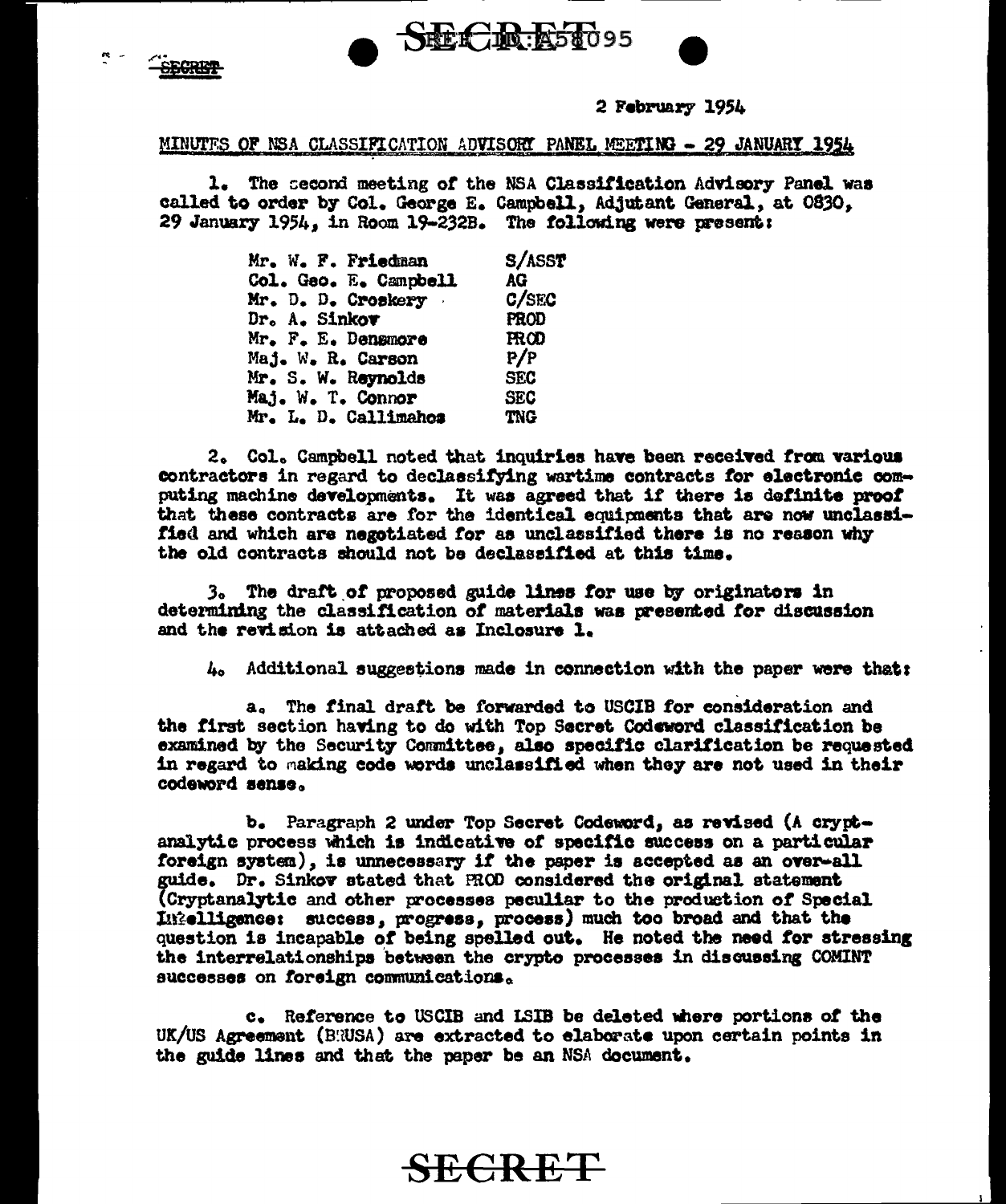SECRET

2 February 1954

MINUTES OF NSA CLASSIFICATION ADVISORY PANEL MEETING - 29 JANUARY 1954

1. The second meeting of the NSA Classification Advisory Panel was called to order by Col. George E. Campbell, Adjutant General, at 0830, 29 January 1954, in Room 19-232B. The following were present:

| | |
|---|---|
| Mr. W. F. Friedman | S/ASST |
| Col. Geo. E. Campbell | AG |
| Mr. D. D. Croskery | C/SEC |
| Dr. A. Sinkov | PROD |
| Mr. F. E. Densmore | PROD |
| Maj. W. R. Carson | P/P |
| Mr. S. W. Reynolds | SEC |
| Maj. W. T. Connor | SEC |
| Mr. L. D. Callimahos | TNG |

2. Col. Campbell noted that inquiries have been received from various contractors in regard to declassifying wartime contracts for electronic computing machine developments. It was agreed that if there is definite proof that these contracts are for the identical equipments that are now unclassified and which are negotiated for as unclassified there is no reason why the old contracts should not be declassified at this time.

3. The draft of proposed guide lines for use by originators in determining the classification of materials was presented for discussion and the revision is attached as Inclosure 1.

4. Additional suggestions made in connection with the paper were that:

a. The final draft be forwarded to USCIB for consideration and the first section having to do with Top Secret Codeword classification be examined by the Security Committee, also specific clarification be requested in regard to making code words unclassified when they are not used in their codeword sense.

b. Paragraph 2 under Top Secret Codeword, as revised (A cryptanalytic process which is indicative of specific success on a particular foreign system), is unnecessary if the paper is accepted as an over-all guide. Dr. Sinkov stated that PROD considered the original statement (Cryptanalytic and other processes peculiar to the production of Special Intelligence: success, progress, process) much too broad and that the question is incapable of being spelled out. He noted the need for stressing the interrelationships between the crypto processes in discussing COMINT successes on foreign communications.

c. Reference to USCIB and LSIB be deleted where portions of the UK/US Agreement (BRUSA) are extracted to elaborate upon certain points in the guide lines and that the paper be an NSA document.

SECRET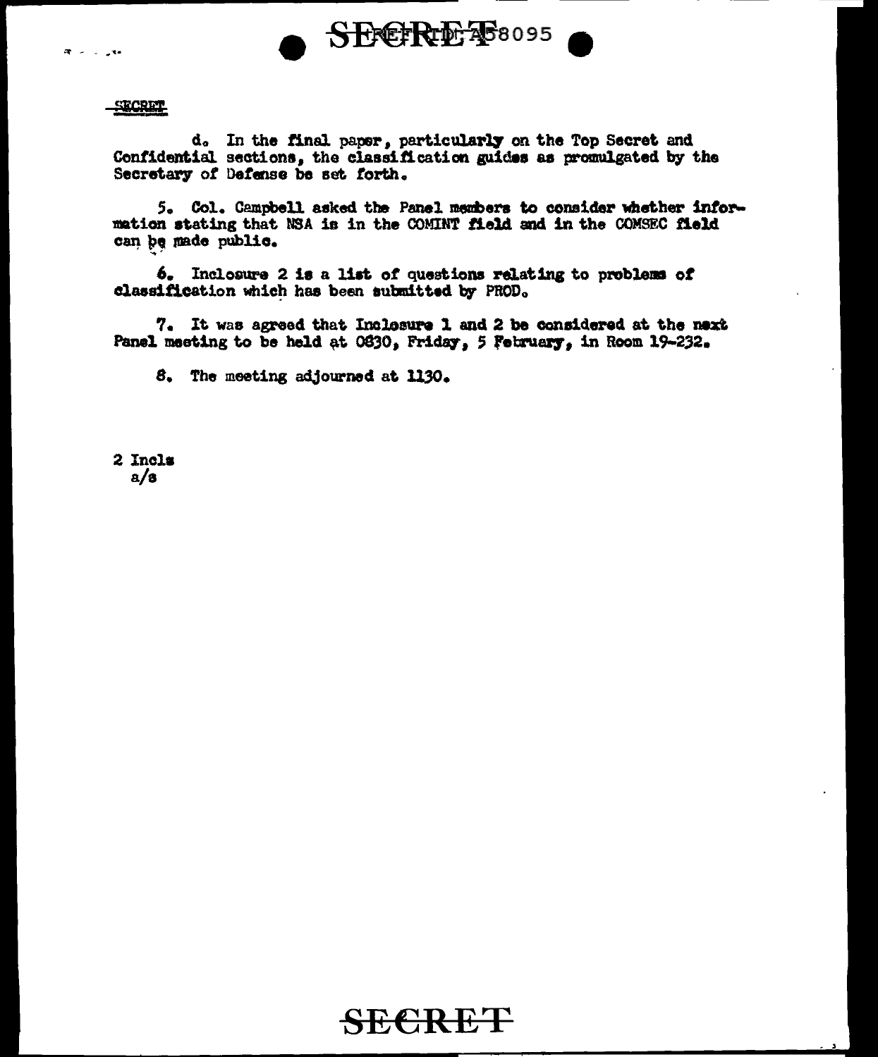d. In the final paper, particularly on the Top Secret and Confidential sections, the classification guides as promulgated by the Secretary of Defense be set forth.

5. Col. Campbell asked the Panel members to consider whether information stating that NSA is in the COMINT field and in the COMSEC field can be made public.

6. Inclosure 2 is a list of questions relating to problems of classification which has been submitted by PROD.

7. It was agreed that Inclosure 1 and 2 be considered at the next Panel meeting to be held at 0830, Friday, 5 February, in Room 19-232.

8. The meeting adjourned at 1130.

2 Incls
a/s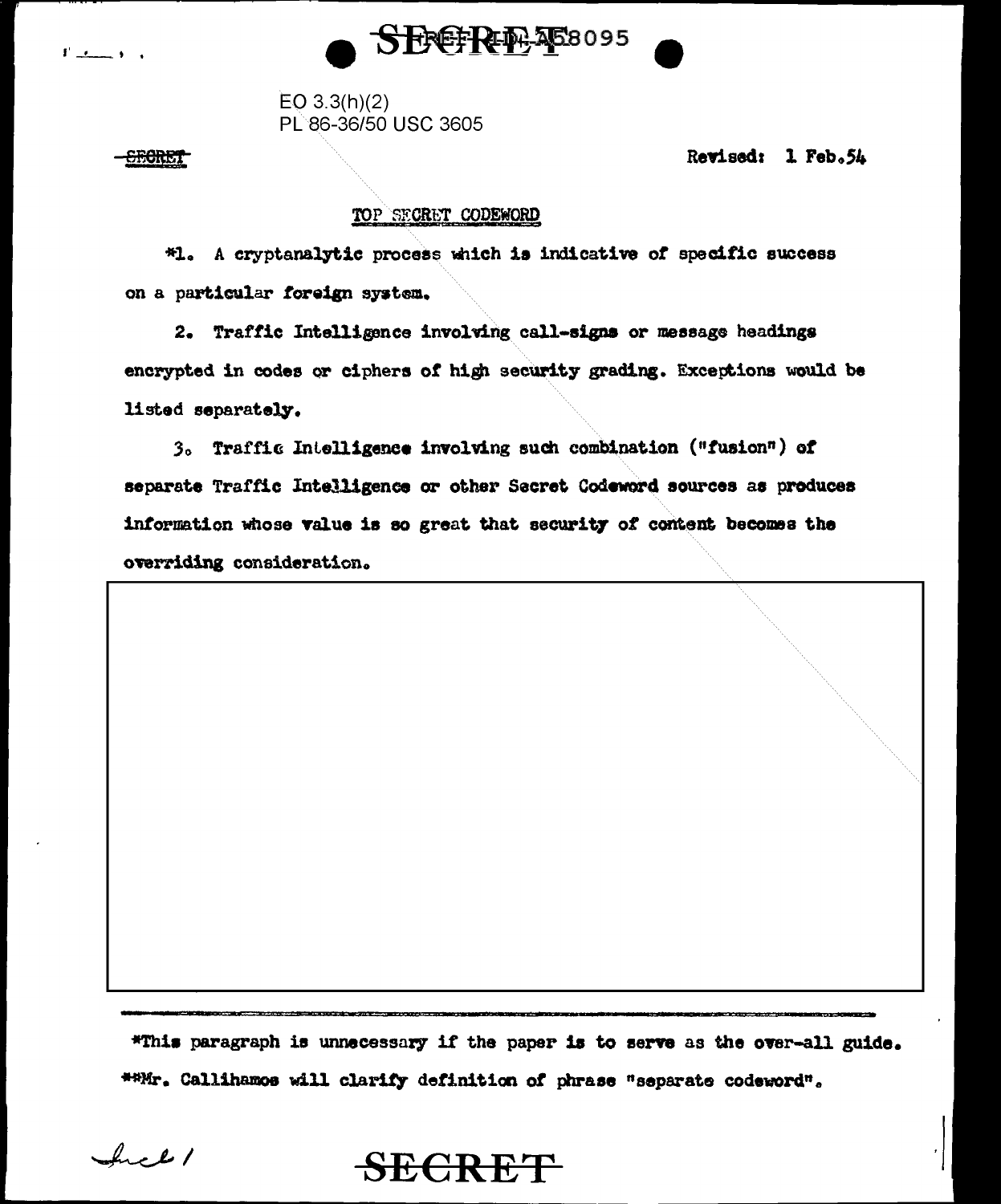EO 3.3(h)(2)
PL 86-36/50 USC 3605

~~SECRET~~ Revised: 1 Feb.54

TOP SECRET CODEWORD

*1. A cryptanalytic process which is indicative of specific success on a particular foreign system.

2. Traffic Intelligence involving call-signs or message headings encrypted in codes or ciphers of high security grading. Exceptions would be listed separately.

3. Traffic Intelligence involving such combination ("fusion") of separate Traffic Intelligence or other Secret Codeword sources as produces information whose value is so great that security of content becomes the overriding consideration.

---

*This paragraph is unnecessary if the paper is to serve as the over-all guide.

**Mr. Callihamos will clarify definition of phrase "separate codeword".

Incl 1

SECRET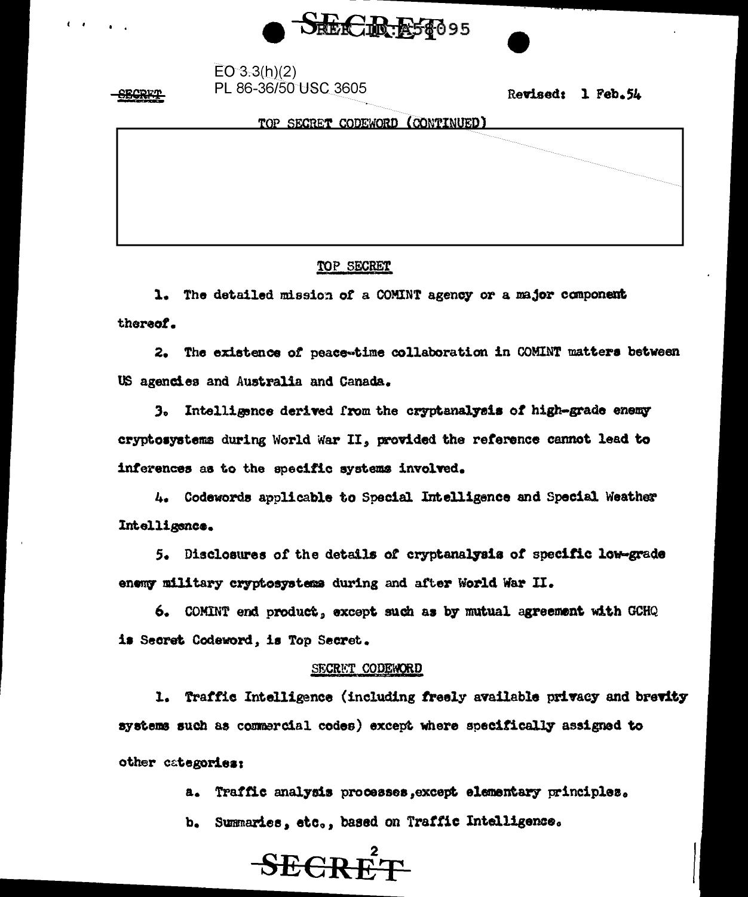EO 3.3(h)(2)
PL 86-36/50 USC 3605

~~SECRET~~

Revised: 1 Feb.54

TOP SECRET CODEWORD (CONTINUED)

TOP SECRET

1. The detailed mission of a COMINT agency or a major component thereof.

2. The existence of peace-time collaboration in COMINT matters between US agencies and Australia and Canada.

3. Intelligence derived from the cryptanalysis of high-grade enemy cryptosystems during World War II, provided the reference cannot lead to inferences as to the specific systems involved.

4. Codewords applicable to Special Intelligence and Special Weather Intelligence.

5. Disclosures of the details of cryptanalysis of specific low-grade enemy military cryptosystems during and after World War II.

6. COMINT end product, except such as by mutual agreement with GCHQ is Secret Codeword, is Top Secret.

SECRET CODEWORD

1. Traffic Intelligence (including freely available privacy and brevity systems such as commercial codes) except where specifically assigned to other categories:

   a. Traffic analysis processes, except elementary principles.

   b. Summaries, etc., based on Traffic Intelligence.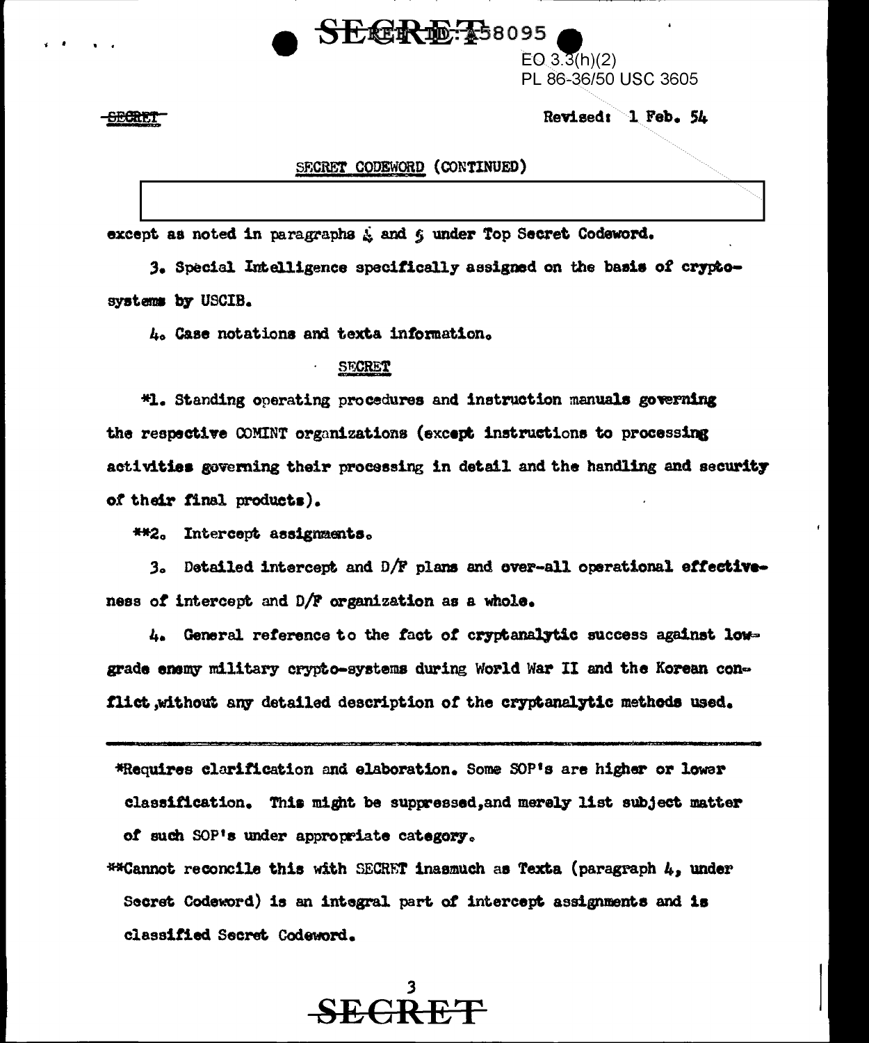SECRET

EO 3.3(h)(2)
PL 86-36/50 USC 3605

Revised: 1 Feb. 54

SECRET CODEWORD (CONTINUED)

except as noted in paragraphs 4 and 5 under Top Secret Codeword.

3. Special Intelligence specifically assigned on the basis of crypto-systems by USCIB.

4. Case notations and texta information.

SECRET

*1. Standing operating procedures and instruction manuals governing the respective COMINT organizations (except instructions to processing activities governing their processing in detail and the handling and security of their final products).

**2. Intercept assignments.

3. Detailed intercept and D/F plans and over-all operational effectiveness of intercept and D/F organization as a whole.

4. General reference to the fact of cryptanalytic success against low-grade enemy military crypto-systems during World War II and the Korean conflict, without any detailed description of the cryptanalytic methods used.

---

*Requires clarification and elaboration. Some SOP's are higher or lower classification. This might be suppressed, and merely list subject matter of such SOP's under appropriate category.

**Cannot reconcile this with SECRET inasmuch as Texta (paragraph 4, under Secret Codeword) is an integral part of intercept assignments and is classified Secret Codeword.

SECRET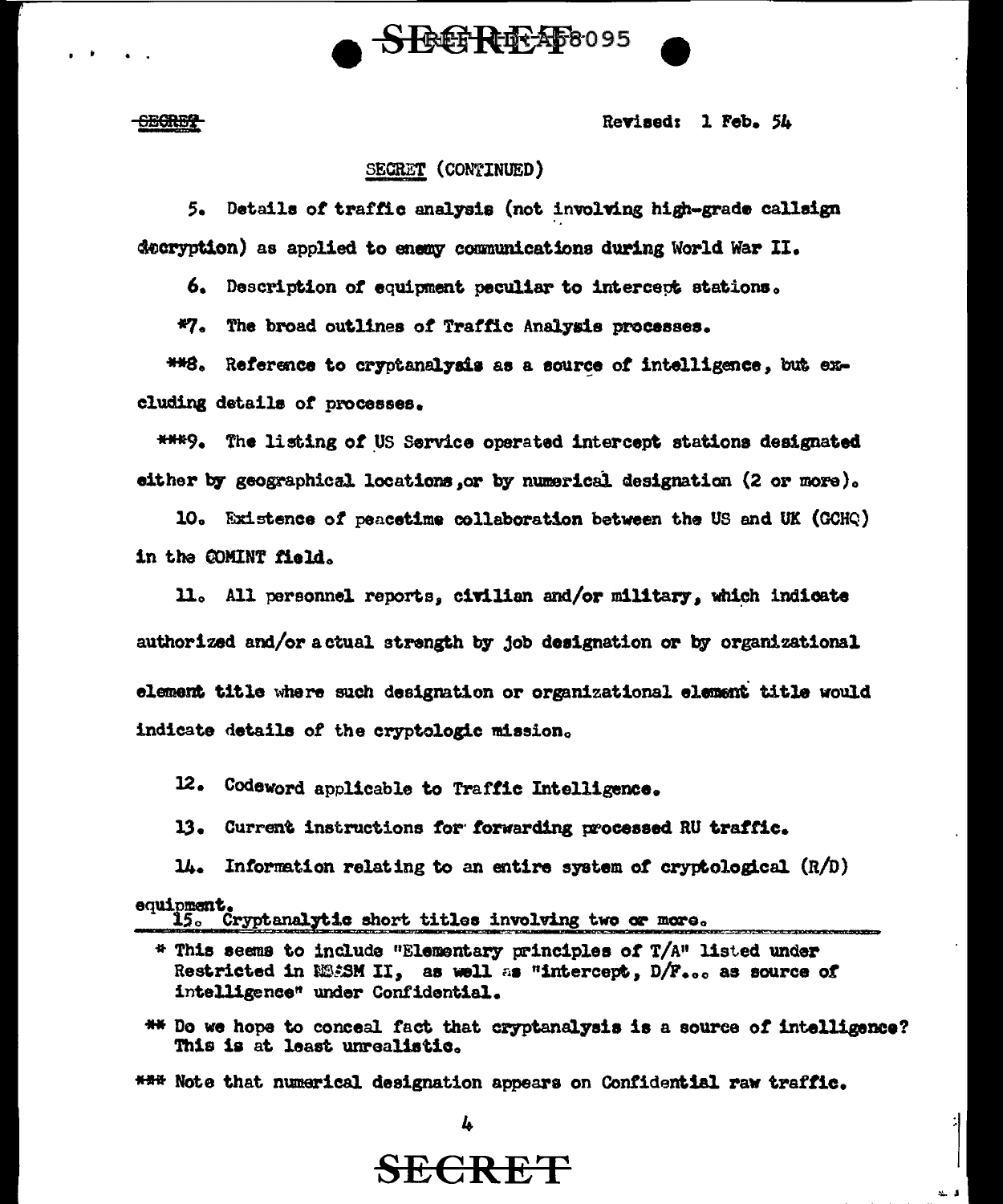SECRET

Revised: 1 Feb. 54

SECRET (CONTINUED)

5. Details of traffic analysis (not involving high-grade callsign decryption) as applied to enemy communications during World War II.

6. Description of equipment peculiar to intercept stations.

*7. The broad outlines of Traffic Analysis processes.

**8. Reference to cryptanalysis as a source of intelligence, but excluding details of processes.

***9. The listing of US Service operated intercept stations designated either by geographical locations, or by numerical designation (2 or more).

10. Existence of peacetime collaboration between the US and UK (GCHQ) in the COMINT field.

11. All personnel reports, civilian and/or military, which indicate authorized and/or actual strength by job designation or by organizational element title where such designation or organizational element title would indicate details of the cryptologic mission.

12. Codeword applicable to Traffic Intelligence.

13. Current instructions for forwarding processed RU traffic.

14. Information relating to an entire system of cryptological (R/D) equipment.

15. Cryptanalytic short titles involving two or more.

---

* This seems to include "Elementary principles of T/A" listed under Restricted in NSCSM II, as well as "intercept, D/F... as source of intelligence" under Confidential.

** Do we hope to conceal fact that cryptanalysis is a source of intelligence? This is at least unrealistic.

*** Note that numerical designation appears on Confidential raw traffic.

SECRET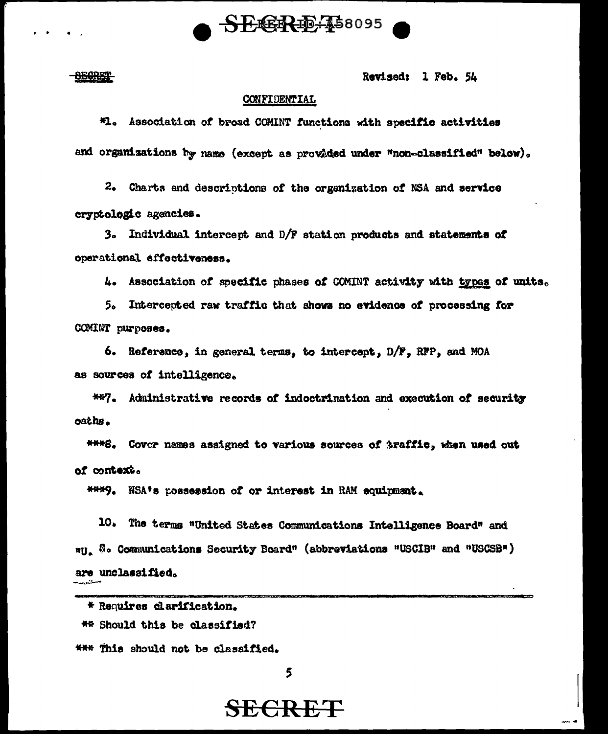Revised: 1 Feb. 54

CONFIDENTIAL

*1. Association of broad COMINT functions with specific activities and organizations by name (except as provided under "non-classified" below).

2. Charts and descriptions of the organization of NSA and service cryptologic agencies.

3. Individual intercept and D/F station products and statements of operational effectiveness.

4. Association of specific phases of COMINT activity with types of units.

5. Intercepted raw traffic that shows no evidence of processing for COMINT purposes.

6. Reference, in general terms, to intercept, D/F, RFP, and MOA as sources of intelligence.

**7. Administrative records of indoctrination and execution of security oaths.

***8. Cover names assigned to various sources of traffic, when used out of context.

***9. NSA's possession of or interest in RAM equipment.

10. The terms "United States Communications Intelligence Board" and "U. S. Communications Security Board" (abbreviations "USCIB" and "USCSB") are unclassified.

---

* Requires clarification.

** Should this be classified?

*** This should not be classified.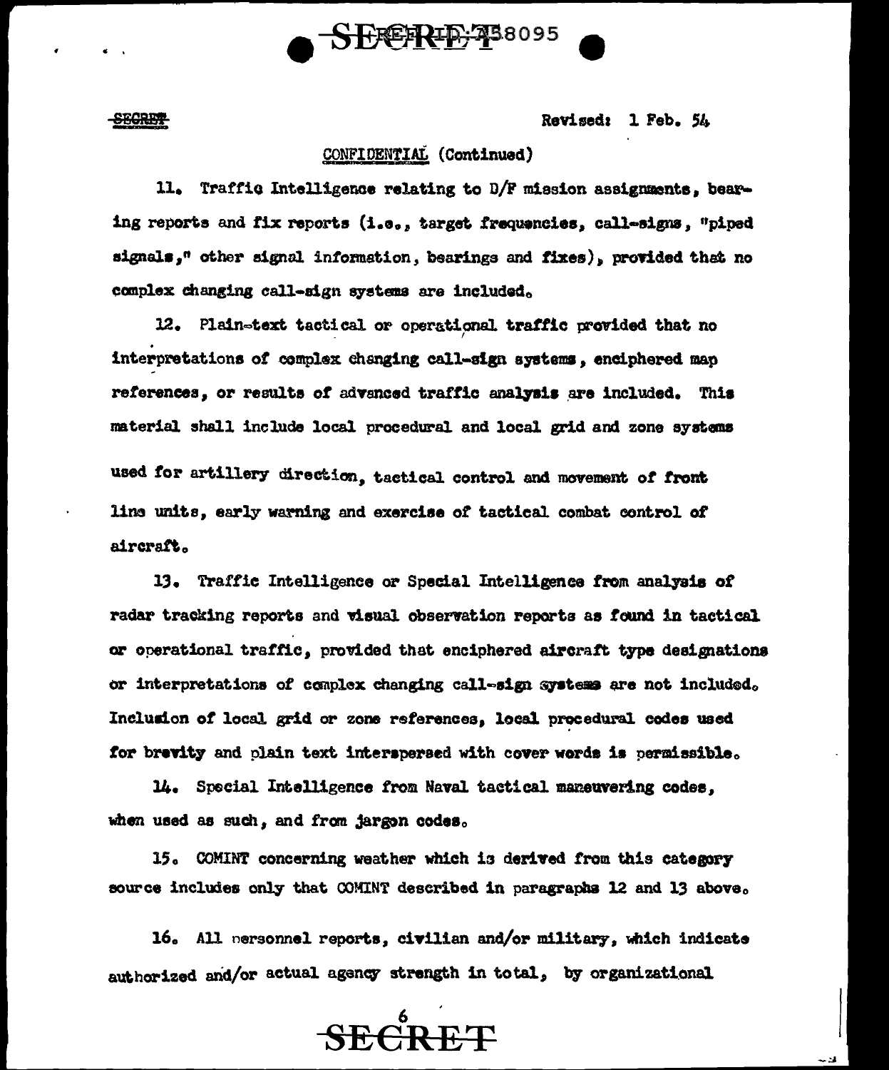SECRET Revised: 1 Feb. 54

CONFIDENTIAL (Continued)

11. Traffic Intelligence relating to D/F mission assignments, bearing reports and fix reports (i.e., target frequencies, call-signs, "piped signals," other signal information, bearings and fixes), provided that no complex changing call-sign systems are included.

12. Plain-text tactical or operational traffic provided that no interpretations of complex changing call-sign systems, enciphered map references, or results of advanced traffic analysis are included. This material shall include local procedural and local grid and zone systems used for artillery direction, tactical control and movement of front line units, early warning and exercise of tactical combat control of aircraft.

13. Traffic Intelligence or Special Intelligence from analysis of radar tracking reports and visual observation reports as found in tactical or operational traffic, provided that enciphered aircraft type designations or interpretations of complex changing call-sign systems are not included. Inclusion of local grid or zone references, local procedural codes used for brevity and plain text interspersed with cover words is permissible.

14. Special Intelligence from Naval tactical maneuvering codes, when used as such, and from jargon codes.

15. COMINT concerning weather which is derived from this category source includes only that COMINT described in paragraphs 12 and 13 above.

16. All personnel reports, civilian and/or military, which indicate authorized and/or actual agency strength in total, by organizational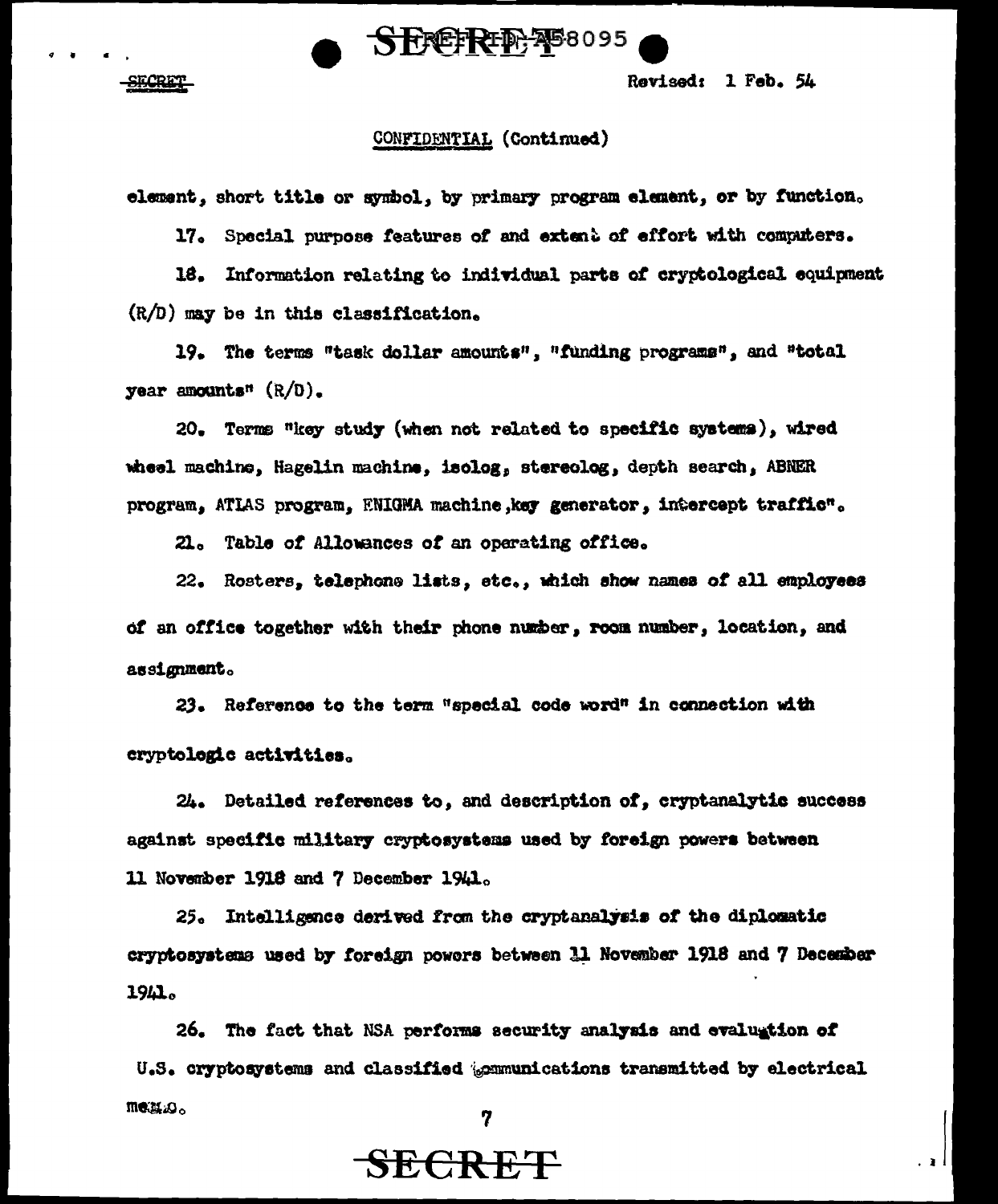SECRET

Revised: 1 Feb. 54

CONFIDENTIAL (Continued)

element, short title or symbol, by primary program element, or by function.

17. Special purpose features of and extent of effort with computers.

18. Information relating to individual parts of cryptological equipment (R/D) may be in this classification.

19. The terms "task dollar amounts", "funding programs", and "total year amounts" (R/D).

20. Terms "key study (when not related to specific systems), wired wheel machine, Hagelin machine, isolog, stereolog, depth search, ABNER program, ATLAS program, ENIGMA machine, key generator, intercept traffic".

21. Table of Allowances of an operating office.

22. Rosters, telephone lists, etc., which show names of all employees of an office together with their phone number, room number, location, and assignment.

23. Reference to the term "special code word" in connection with cryptologic activities.

24. Detailed references to, and description of, cryptanalytic success against specific military cryptosystems used by foreign powers between 11 November 1918 and 7 December 1941.

25. Intelligence derived from the cryptanalysis of the diplomatic cryptosystems used by foreign powers between 11 November 1918 and 7 December 1941.

26. The fact that NSA performs security analysis and evaluation of U.S. cryptosystems and classified communications transmitted by electrical means.

SECRET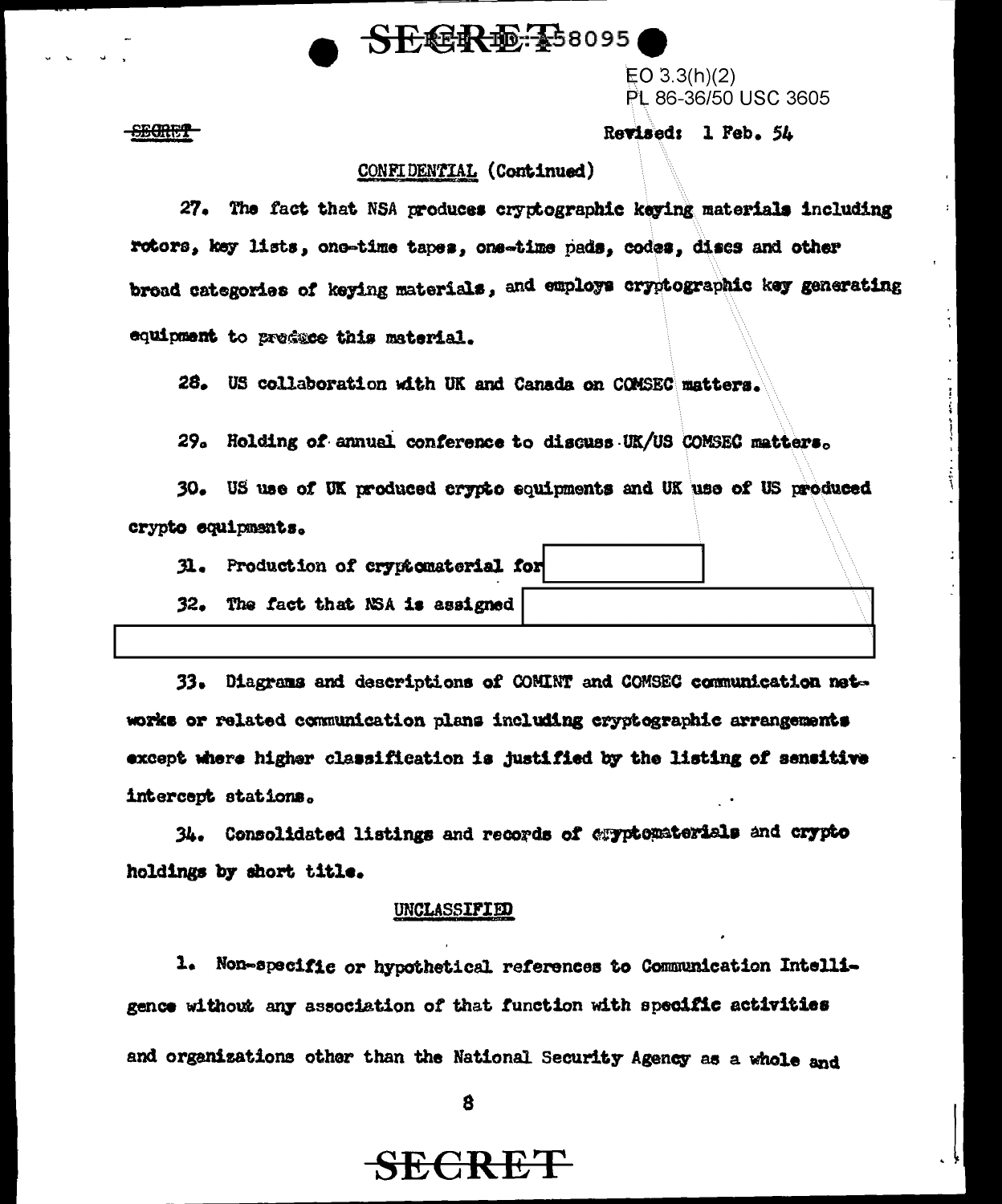Revised: 1 Feb. 54

CONFIDENTIAL (Continued)

27. The fact that NSA produces cryptographic keying materials including rotors, key lists, one-time tapes, one-time pads, codes, discs and other broad categories of keying materials, and employs cryptographic key generating equipment to produce this material.

28. US collaboration with UK and Canada on COMSEC matters.

29. Holding of annual conference to discuss UK/US COMSEC matters.

30. US use of UK produced crypto equipments and UK use of US produced crypto equipments.

31. Production of cryptomaterial for [REDACTED]

32. The fact that NSA is assigned [REDACTED]

33. Diagrams and descriptions of COMINT and COMSEC communication networks or related communication plans including cryptographic arrangements except where higher classification is justified by the listing of sensitive intercept stations.

34. Consolidated listings and records of cryptomaterials and crypto holdings by short title.

UNCLASSIFIED

1. Non-specific or hypothetical references to Communication Intelligence without any association of that function with specific activities and organizations other than the National Security Agency as a whole and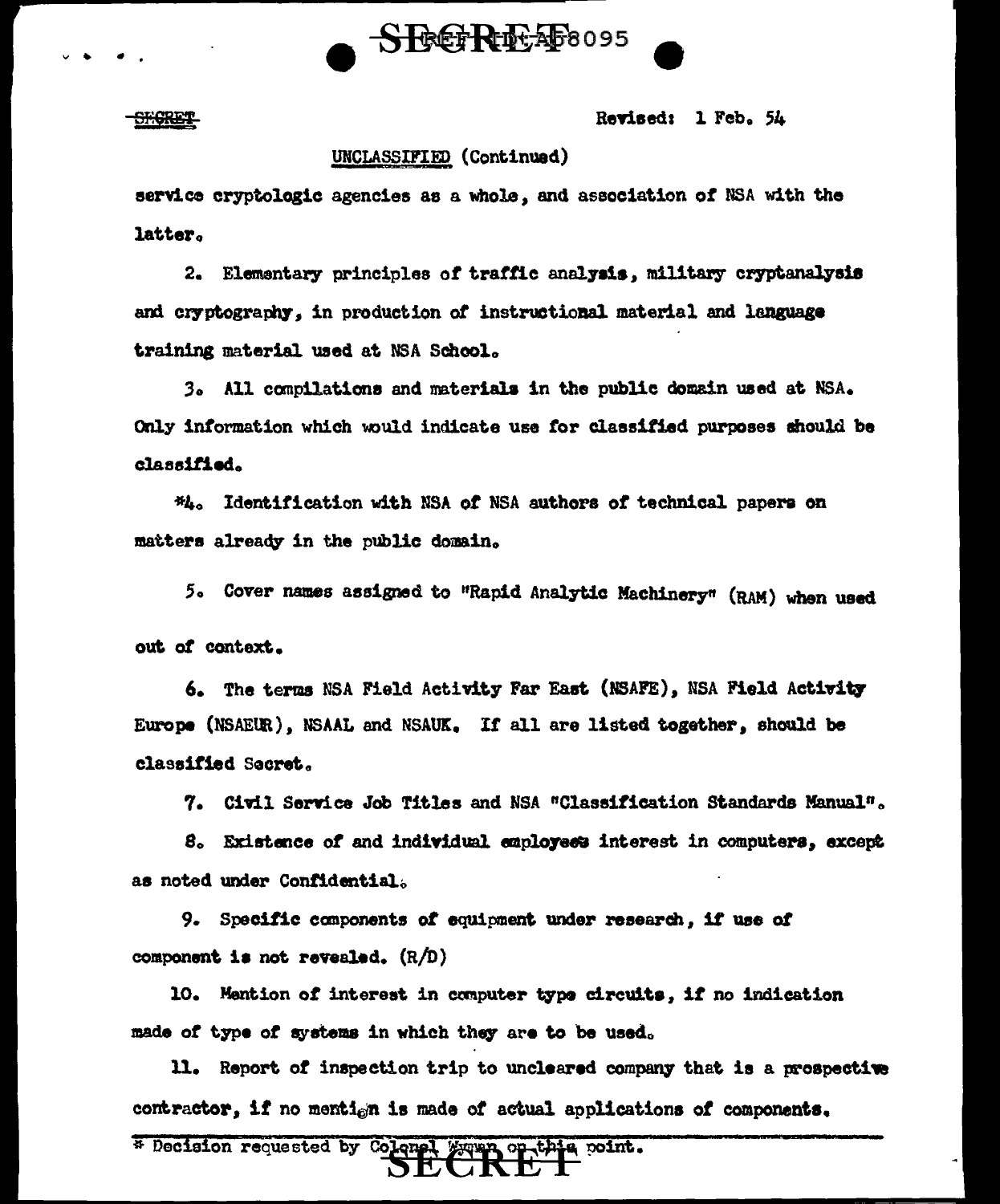Revised: 1 Feb. 54

UNCLASSIFIED (Continued)

service cryptologic agencies as a whole, and association of NSA with the latter.

2. Elementary principles of traffic analysis, military cryptanalysis and cryptography, in production of instructional material and language training material used at NSA School.

3. All compilations and materials in the public domain used at NSA. Only information which would indicate use for classified purposes should be classified.

*4. Identification with NSA of NSA authors of technical papers on matters already in the public domain.

5. Cover names assigned to "Rapid Analytic Machinery" (RAM) when used out of context.

6. The terms NSA Field Activity Far East (NSAFE), NSA Field Activity Europe (NSAEUR), NSAAL and NSAUK. If all are listed together, should be classified Secret.

7. Civil Service Job Titles and NSA "Classification Standards Manual".

8. Existence of and individual employees interest in computers, except as noted under Confidential.

9. Specific components of equipment under research, if use of component is not revealed. (R/D)

10. Mention of interest in computer type circuits, if no indication made of type of systems in which they are to be used.

11. Report of inspection trip to uncleared company that is a prospective contractor, if no mention is made of actual applications of components.

* Decision requested by Colonel Wyman on this point.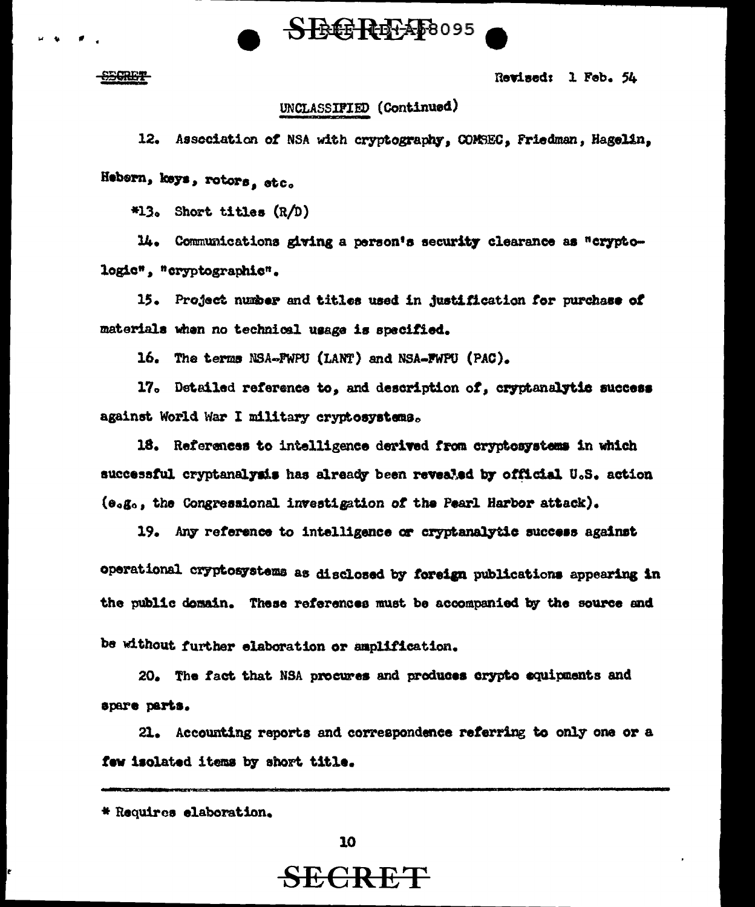Revised: 1 Feb. 54

UNCLASSIFIED (Continued)

12. Association of NSA with cryptography, COMSEC, Friedman, Hagelin, Hebern, keys, rotors, etc.

*13. Short titles (R/D)

14. Communications giving a person's security clearance as "cryptologic", "cryptographic".

15. Project number and titles used in justification for purchase of materials when no technical usage is specified.

16. The terms NSA-FWPU (LANT) and NSA-FWPU (PAC).

17. Detailed reference to, and description of, cryptanalytic success against World War I military cryptosystems.

18. References to intelligence derived from cryptosystems in which successful cryptanalysis has already been revealed by official U.S. action (e.g., the Congressional investigation of the Pearl Harbor attack).

19. Any reference to intelligence or cryptanalytic success against operational cryptosystems as disclosed by foreign publications appearing in the public domain. These references must be accompanied by the source and be without further elaboration or amplification.

20. The fact that NSA procures and produces crypto equipments and spare parts.

21. Accounting reports and correspondence referring to only one or a few isolated items by short title.

---

* Requires elaboration.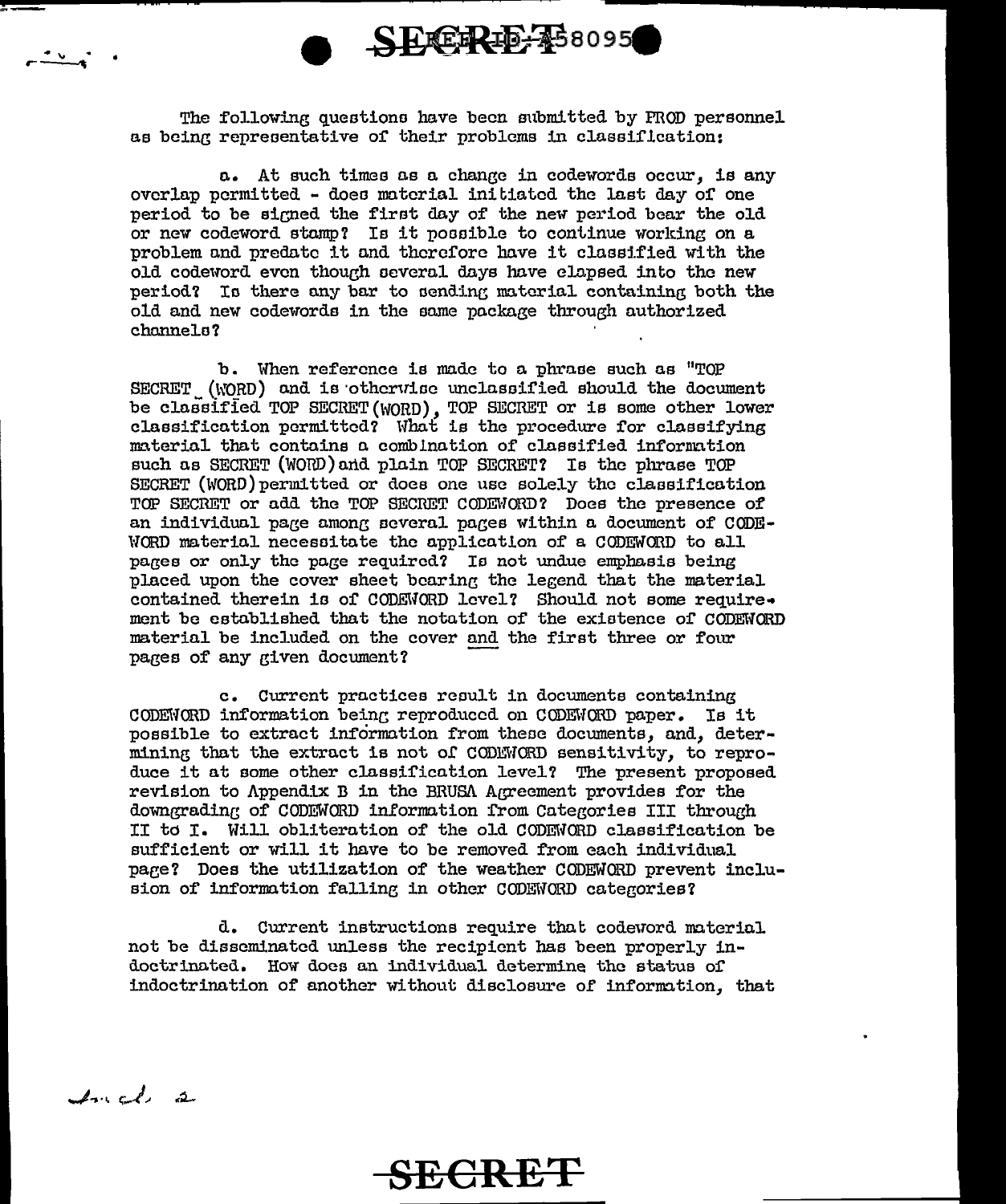The following questions have been submitted by PROD personnel as being representative of their problems in classification:

a. At such times as a change in codewords occur, is any overlap permitted - does material initiated the last day of one period to be signed the first day of the new period bear the old or new codeword stamp? Is it possible to continue working on a problem and predate it and therefore have it classified with the old codeword even though several days have elapsed into the new period? Is there any bar to sending material containing both the old and new codewords in the same package through authorized channels?

b. When reference is made to a phrase such as "TOP SECRET (WORD) and is otherwise unclassified should the document be classified TOP SECRET (WORD), TOP SECRET or is some other lower classification permitted? What is the procedure for classifying material that contains a combination of classified information such as SECRET (WORD) and plain TOP SECRET? Is the phrase TOP SECRET (WORD) permitted or does one use solely the classification TOP SECRET or add the TOP SECRET CODEWORD? Does the presence of an individual page among several pages within a document of CODEWORD material necessitate the application of a CODEWORD to all pages or only the page required? Is not undue emphasis being placed upon the cover sheet bearing the legend that the material contained therein is of CODEWORD level? Should not some requirement be established that the notation of the existence of CODEWORD material be included on the cover and the first three or four pages of any given document?

c. Current practices result in documents containing CODEWORD information being reproduced on CODEWORD paper. Is it possible to extract information from these documents, and, determining that the extract is not of CODEWORD sensitivity, to reproduce it at some other classification level? The present proposed revision to Appendix B in the BRUSA Agreement provides for the downgrading of CODEWORD information from Categories III through II to I. Will obliteration of the old CODEWORD classification be sufficient or will it have to be removed from each individual page? Does the utilization of the weather CODEWORD prevent inclusion of information falling in other CODEWORD categories?

d. Current instructions require that codeword material not be disseminated unless the recipient has been properly indoctrinated. How does an individual determine the status of indoctrination of another without disclosure of information, that

Incl 2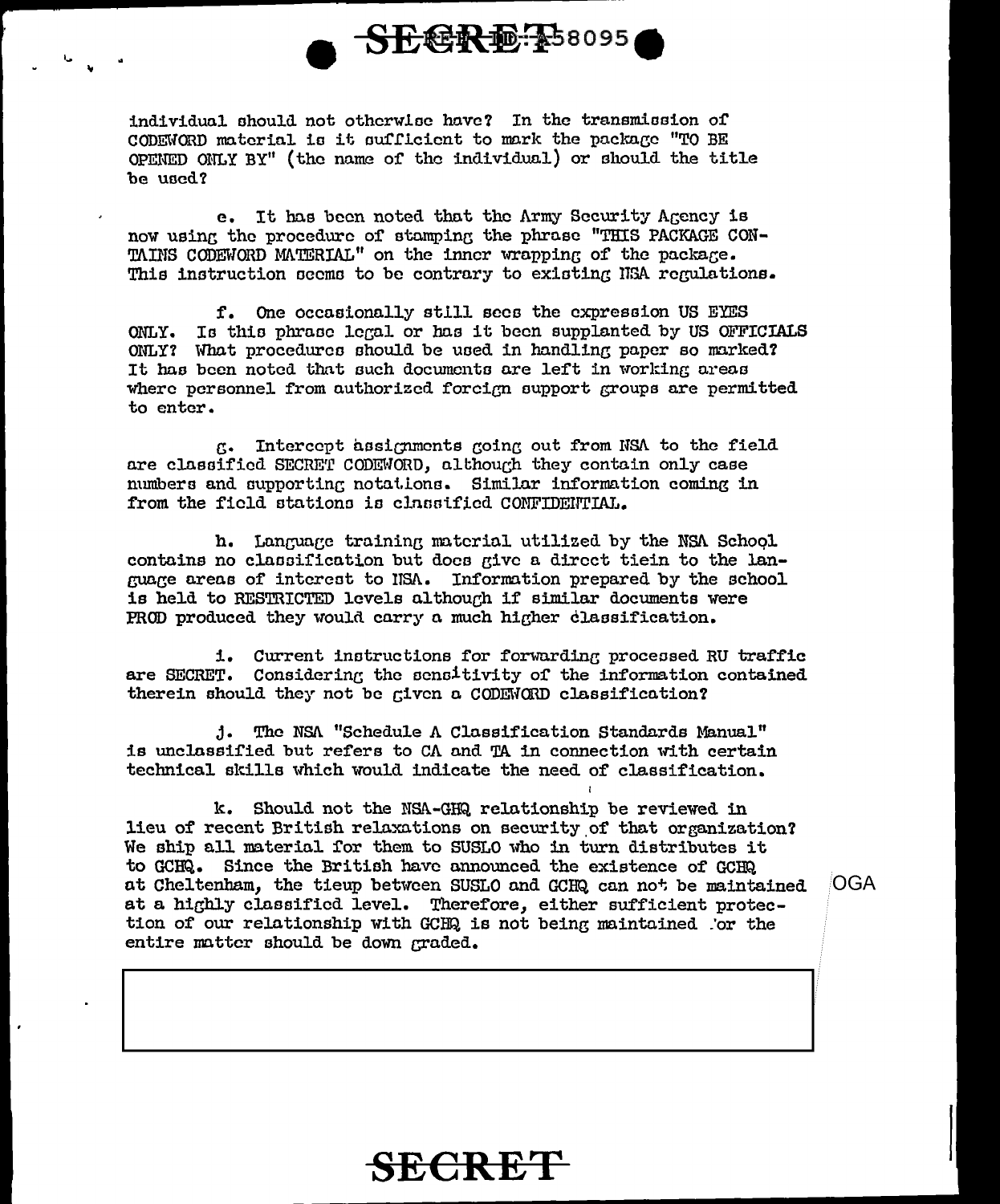individual should not otherwise have? In the transmission of CODEWORD material is it sufficient to mark the package "TO BE OPENED ONLY BY" (the name of the individual) or should the title be used?

e. It has been noted that the Army Security Agency is now using the procedure of stamping the phrase "THIS PACKAGE CONTAINS CODEWORD MATERIAL" on the inner wrapping of the package. This instruction seems to be contrary to existing NSA regulations.

f. One occasionally still sees the expression US EYES ONLY. Is this phrase legal or has it been supplanted by US OFFICIALS ONLY? What procedures should be used in handling paper so marked? It has been noted that such documents are left in working areas where personnel from authorized foreign support groups are permitted to enter.

g. Intercept assignments going out from NSA to the field are classified SECRET CODEWORD, although they contain only case numbers and supporting notations. Similar information coming in from the field stations is classified CONFIDENTIAL.

h. Language training material utilized by the NSA School contains no classification but does give a direct tiein to the language areas of interest to NSA. Information prepared by the school is held to RESTRICTED levels although if similar documents were PROD produced they would carry a much higher classification.

i. Current instructions for forwarding processed RU traffic are SECRET. Considering the sensitivity of the information contained therein should they not be given a CODEWORD classification?

j. The NSA "Schedule A Classification Standards Manual" is unclassified but refers to CA and TA in connection with certain technical skills which would indicate the need of classification.

k. Should not the NSA-GHQ relationship be reviewed in lieu of recent British relaxations on security of that organization? We ship all material for them to SUSLO who in turn distributes it to GCHQ. Since the British have announced the existence of GCHQ at Cheltenham, the tieup between SUSLO and GCHQ can not be maintained at a highly classified level. Therefore, either sufficient protection of our relationship with GCHQ is not being maintained or the entire matter should be down graded.

OGA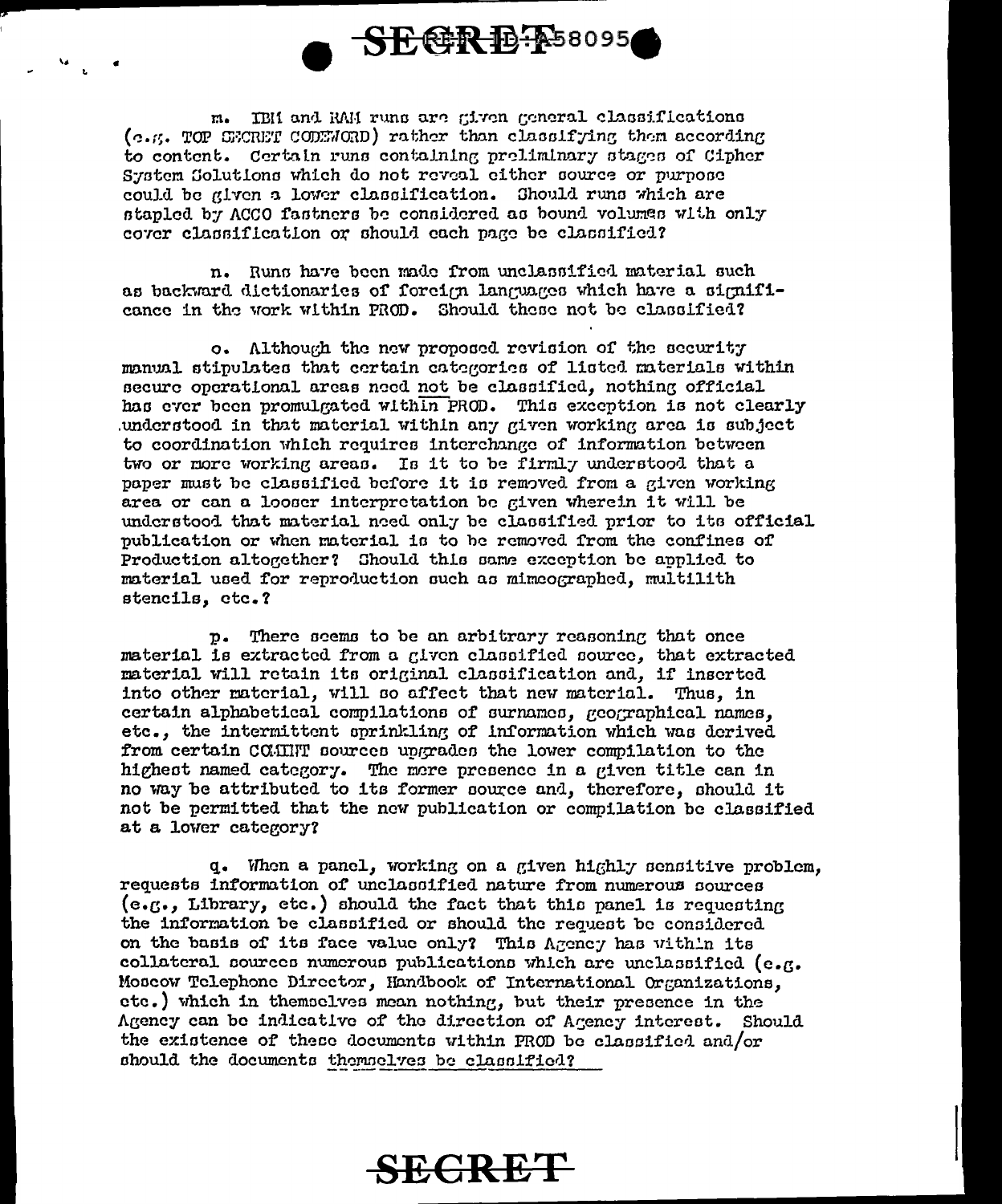m. IBM and RAM runs are given general classifications (e.g. TOP SECRET CODEWORD) rather than classifying them according to content. Certain runs containing preliminary stages of Cipher System Solutions which do not reveal either source or purpose could be given a lower classification. Should runs which are stapled by ACCO fastners be considered as bound volumes with only cover classification or should each page be classified?

n. Runs have been made from unclassified material such as backward dictionaries of foreign languages which have a significance in the work within PROD. Should these not be classified?

o. Although the new proposed revision of the security manual stipulates that certain categories of listed materials within secure operational areas need not be classified, nothing official has ever been promulgated within PROD. This exception is not clearly understood in that material within any given working area is subject to coordination which requires interchange of information between two or more working areas. Is it to be firmly understood that a paper must be classified before it is removed from a given working area or can a looser interpretation be given wherein it will be understood that material need only be classified prior to its official publication or when material is to be removed from the confines of Production altogether? Should this same exception be applied to material used for reproduction such as mimeographed, multilith stencils, etc.?

p. There seems to be an arbitrary reasoning that once material is extracted from a given classified source, that extracted material will retain its original classification and, if inserted into other material, will so affect that new material. Thus, in certain alphabetical compilations of surnames, geographical names, etc., the intermittent sprinkling of information which was derived from certain COMINT sources upgrades the lower compilation to the highest named category. The mere presence in a given title can in no way be attributed to its former source and, therefore, should it not be permitted that the new publication or compilation be classified at a lower category?

q. When a panel, working on a given highly sensitive problem, requests information of unclassified nature from numerous sources (e.g., Library, etc.) should the fact that this panel is requesting the information be classified or should the request be considered on the basis of its face value only? This Agency has within its collateral sources numerous publications which are unclassified (e.g. Moscow Telephone Director, Handbook of International Organizations, etc.) which in themselves mean nothing, but their presence in the Agency can be indicative of the direction of Agency interest. Should the existence of these documents within PROD be classified and/or should the documents themselves be classified?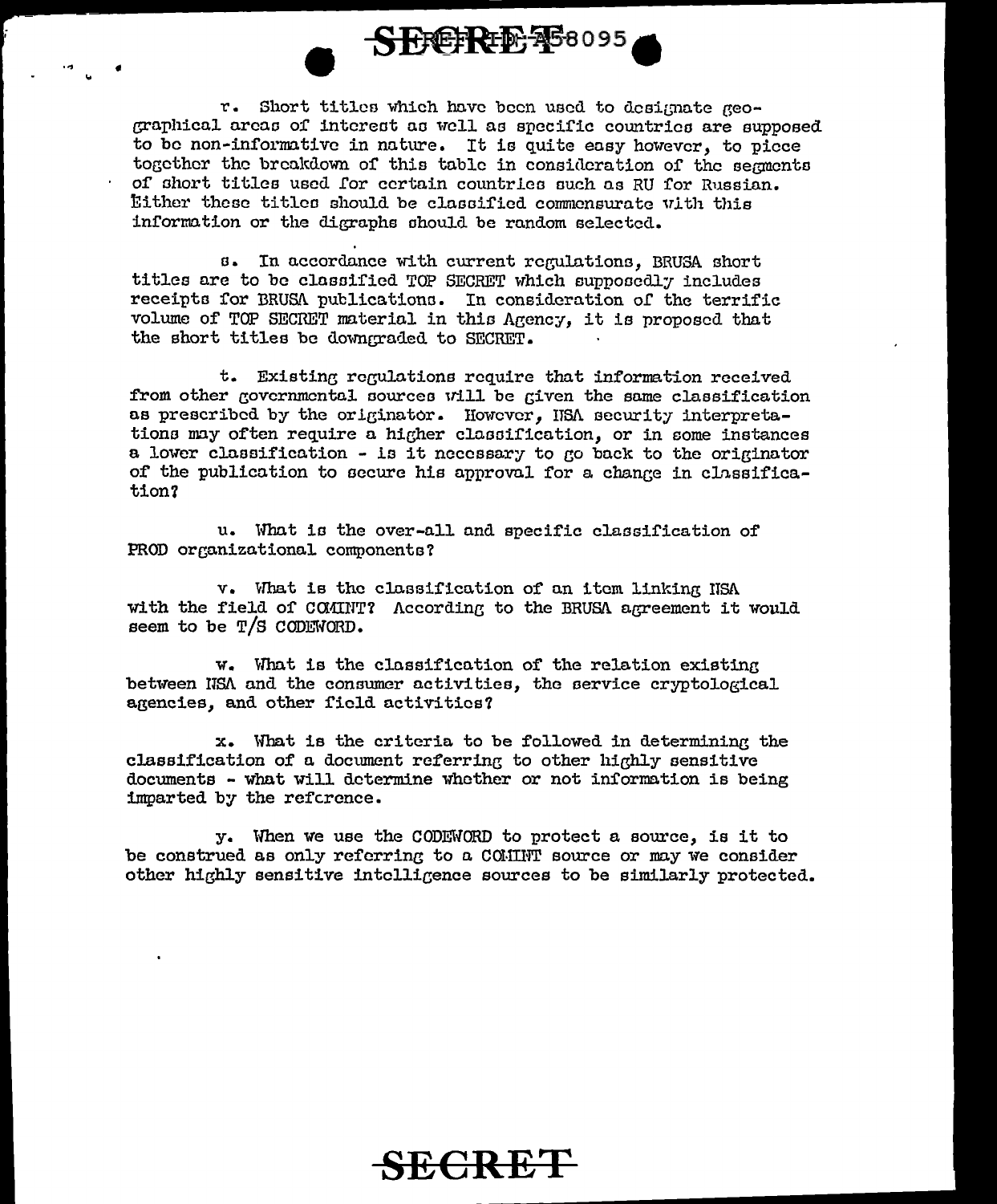r. Short titles which have been used to designate geographical areas of interest as well as specific countries are supposed to be non-informative in nature. It is quite easy however, to piece together the breakdown of this table in consideration of the segments of short titles used for certain countries such as RU for Russian. Either these titles should be classified commensurate with this information or the digraphs should be random selected.

s. In accordance with current regulations, BRUSA short titles are to be classified TOP SECRET which supposedly includes receipts for BRUSA publications. In consideration of the terrific volume of TOP SECRET material in this Agency, it is proposed that the short titles be downgraded to SECRET.

t. Existing regulations require that information received from other governmental sources will be given the same classification as prescribed by the originator. However, NSA security interpretations may often require a higher classification, or in some instances a lower classification - is it necessary to go back to the originator of the publication to secure his approval for a change in classification?

u. What is the over-all and specific classification of PROD organizational components?

v. What is the classification of an item linking NSA with the field of COMINT? According to the BRUSA agreement it would seem to be T/S CODEWORD.

w. What is the classification of the relation existing between NSA and the consumer activities, the service cryptological agencies, and other field activities?

x. What is the criteria to be followed in determining the classification of a document referring to other highly sensitive documents - what will determine whether or not information is being imparted by the reference.

y. When we use the CODEWORD to protect a source, is it to be construed as only referring to a COMINT source or may we consider other highly sensitive intelligence sources to be similarly protected.